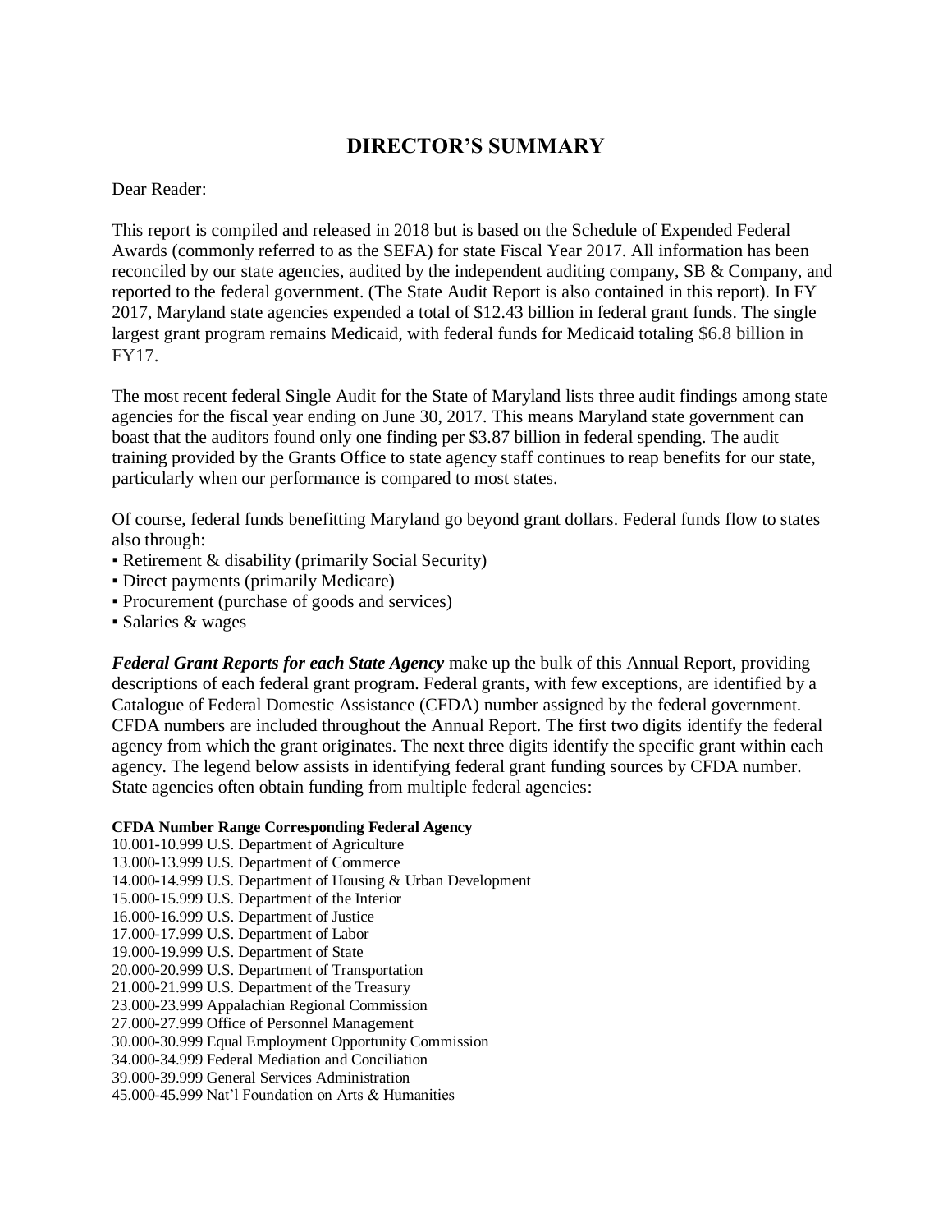# DIRECTOR'S SUMMARY

Dear Reader:

This report is compiled and released in 2018 but is based on the Schedule of Expended Federal Awards (commonly referred to as the SEFA) for state Fiscal Year 2017. All information has been reconciled by our state agencies, audited by the independent auditing company, SB & Company, and reported to the federal government. (The State Audit Report is also contained in this report). In FY 2017, Maryland state agencies expended a total of $12.43 billion in federal grant funds. The single largest grant program remains Medicaid, with federal funds for Medicaid totaling $6.8 billion in FY17.

The most recent federal Single Audit for the State of Maryland lists three audit findings among state agencies for the fiscal year ending on June 30, 2017. This means Maryland state government can boast that the auditors found only one finding per $3.87 billion in federal spending. The audit training provided by the Grants Office to state agency staff continues to reap benefits for our state, particularly when our performance is compared to most states.

Of course, federal funds benefitting Maryland go beyond grant dollars. Federal funds flow to states also through:

- Retirement & disability (primarily Social Security)
- Direct payments (primarily Medicare)
- Procurement (purchase of goods and services)
- Salaries & wages

***Federal Grant Reports for each State Agency*** make up the bulk of this Annual Report, providing descriptions of each federal grant program. Federal grants, with few exceptions, are identified by a Catalogue of Federal Domestic Assistance (CFDA) number assigned by the federal government. CFDA numbers are included throughout the Annual Report. The first two digits identify the federal agency from which the grant originates. The next three digits identify the specific grant within each agency. The legend below assists in identifying federal grant funding sources by CFDA number. State agencies often obtain funding from multiple federal agencies:

| CFDA Number Range | Corresponding Federal Agency |
|---|---|
| 10.001-10.999 | U.S. Department of Agriculture |
| 13.000-13.999 | U.S. Department of Commerce |
| 14.000-14.999 | U.S. Department of Housing & Urban Development |
| 15.000-15.999 | U.S. Department of the Interior |
| 16.000-16.999 | U.S. Department of Justice |
| 17.000-17.999 | U.S. Department of Labor |
| 19.000-19.999 | U.S. Department of State |
| 20.000-20.999 | U.S. Department of Transportation |
| 21.000-21.999 | U.S. Department of the Treasury |
| 23.000-23.999 | Appalachian Regional Commission |
| 27.000-27.999 | Office of Personnel Management |
| 30.000-30.999 | Equal Employment Opportunity Commission |
| 34.000-34.999 | Federal Mediation and Conciliation |
| 39.000-39.999 | General Services Administration |
| 45.000-45.999 | Nat'l Foundation on Arts & Humanities |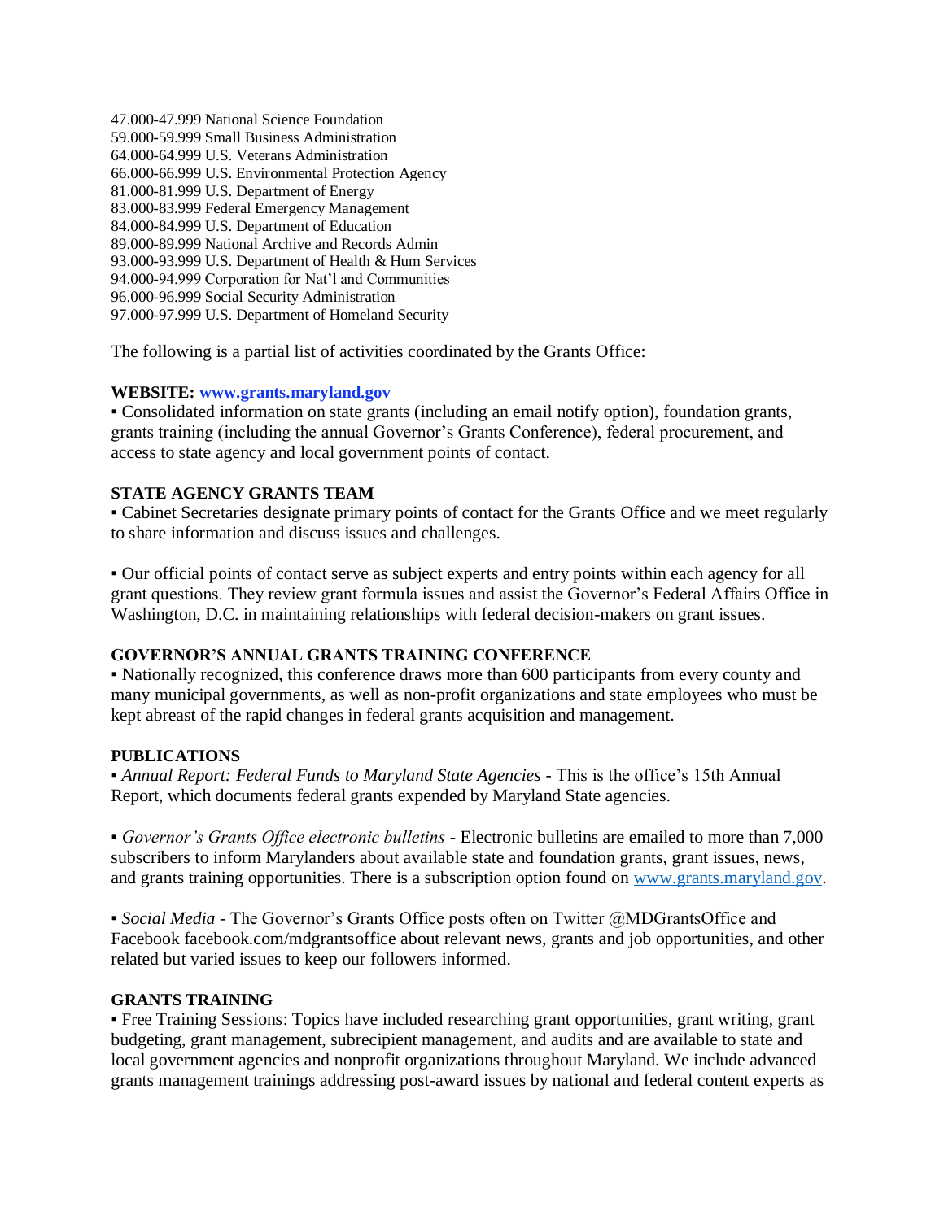47.000-47.999 National Science Foundation
59.000-59.999 Small Business Administration
64.000-64.999 U.S. Veterans Administration
66.000-66.999 U.S. Environmental Protection Agency
81.000-81.999 U.S. Department of Energy
83.000-83.999 Federal Emergency Management
84.000-84.999 U.S. Department of Education
89.000-89.999 National Archive and Records Admin
93.000-93.999 U.S. Department of Health & Hum Services
94.000-94.999 Corporation for Nat'l and Communities
96.000-96.999 Social Security Administration
97.000-97.999 U.S. Department of Homeland Security

The following is a partial list of activities coordinated by the Grants Office:

**WEBSITE: www.grants.maryland.gov**

▪ Consolidated information on state grants (including an email notify option), foundation grants, grants training (including the annual Governor's Grants Conference), federal procurement, and access to state agency and local government points of contact.

**STATE AGENCY GRANTS TEAM**

▪ Cabinet Secretaries designate primary points of contact for the Grants Office and we meet regularly to share information and discuss issues and challenges.

▪ Our official points of contact serve as subject experts and entry points within each agency for all grant questions. They review grant formula issues and assist the Governor's Federal Affairs Office in Washington, D.C. in maintaining relationships with federal decision-makers on grant issues.

**GOVERNOR'S ANNUAL GRANTS TRAINING CONFERENCE**

▪ Nationally recognized, this conference draws more than 600 participants from every county and many municipal governments, as well as non-profit organizations and state employees who must be kept abreast of the rapid changes in federal grants acquisition and management.

**PUBLICATIONS**

▪ *Annual Report: Federal Funds to Maryland State Agencies* - This is the office's 15th Annual Report, which documents federal grants expended by Maryland State agencies.

▪ *Governor's Grants Office electronic bulletins* - Electronic bulletins are emailed to more than 7,000 subscribers to inform Marylanders about available state and foundation grants, grant issues, news, and grants training opportunities. There is a subscription option found on www.grants.maryland.gov.

▪ *Social Media* - The Governor's Grants Office posts often on Twitter @MDGrantsOffice and Facebook facebook.com/mdgrantsoffice about relevant news, grants and job opportunities, and other related but varied issues to keep our followers informed.

**GRANTS TRAINING**

▪ Free Training Sessions: Topics have included researching grant opportunities, grant writing, grant budgeting, grant management, subrecipient management, and audits and are available to state and local government agencies and nonprofit organizations throughout Maryland. We include advanced grants management trainings addressing post-award issues by national and federal content experts as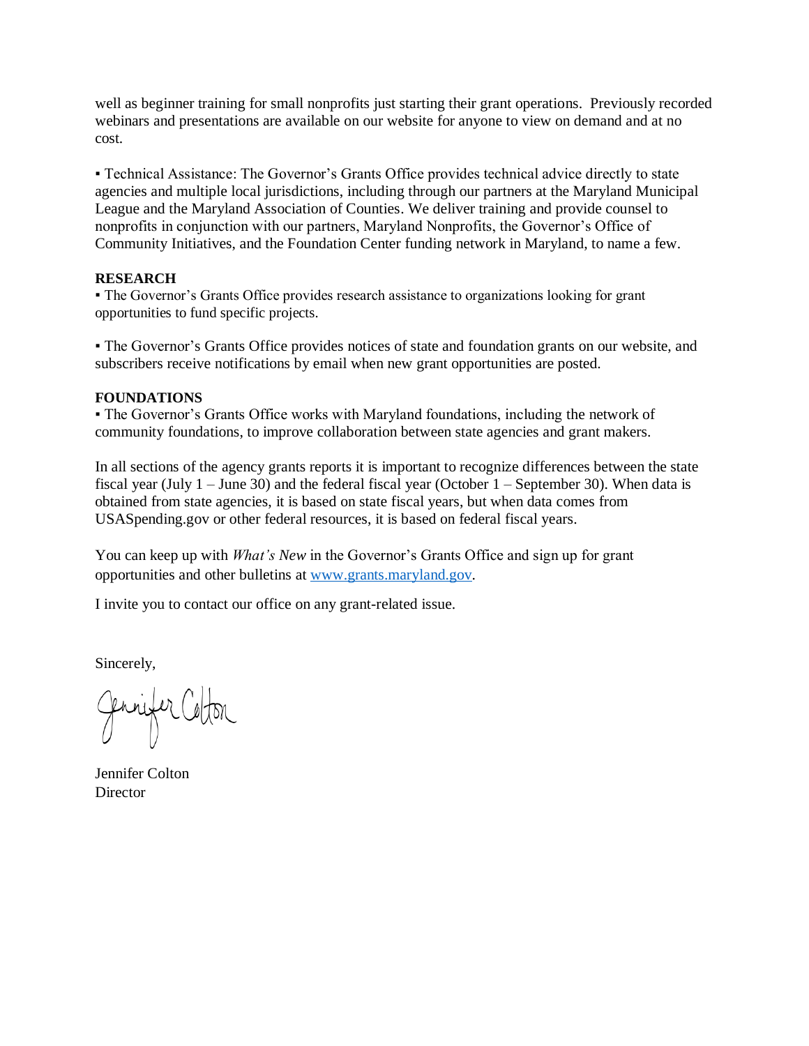well as beginner training for small nonprofits just starting their grant operations. Previously recorded webinars and presentations are available on our website for anyone to view on demand and at no cost.

▪ Technical Assistance: The Governor's Grants Office provides technical advice directly to state agencies and multiple local jurisdictions, including through our partners at the Maryland Municipal League and the Maryland Association of Counties. We deliver training and provide counsel to nonprofits in conjunction with our partners, Maryland Nonprofits, the Governor's Office of Community Initiatives, and the Foundation Center funding network in Maryland, to name a few.

**RESEARCH**

▪ The Governor's Grants Office provides research assistance to organizations looking for grant opportunities to fund specific projects.

▪ The Governor's Grants Office provides notices of state and foundation grants on our website, and subscribers receive notifications by email when new grant opportunities are posted.

**FOUNDATIONS**

▪ The Governor's Grants Office works with Maryland foundations, including the network of community foundations, to improve collaboration between state agencies and grant makers.

In all sections of the agency grants reports it is important to recognize differences between the state fiscal year (July 1 – June 30) and the federal fiscal year (October 1 – September 30). When data is obtained from state agencies, it is based on state fiscal years, but when data comes from USASpending.gov or other federal resources, it is based on federal fiscal years.

You can keep up with *What's New* in the Governor's Grants Office and sign up for grant opportunities and other bulletins at [www.grants.maryland.gov](http://www.grants.maryland.gov).

I invite you to contact our office on any grant-related issue.

Sincerely,

Jennifer Colton

Jennifer Colton
Director